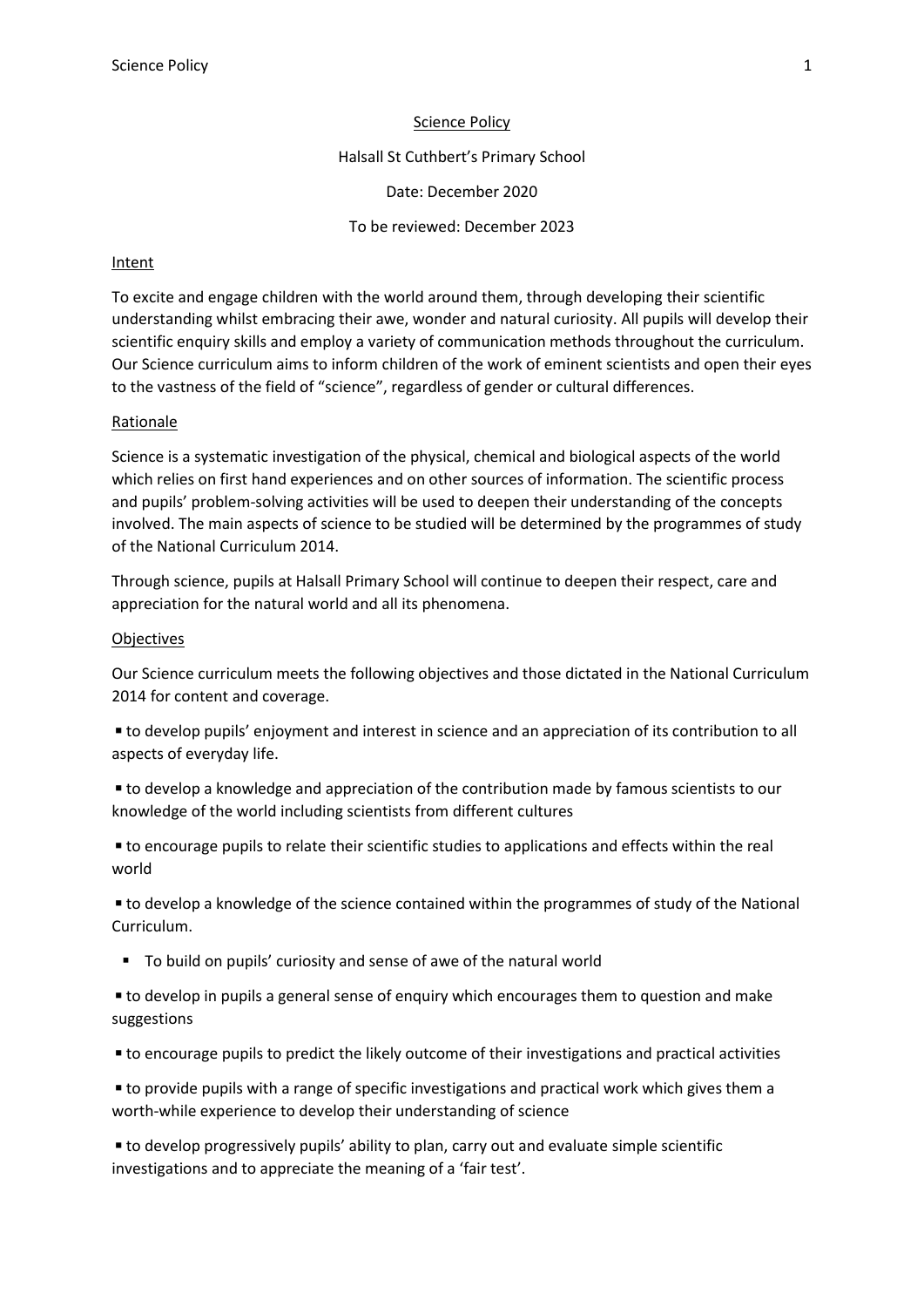# Science Policy

Halsall St Cuthbert's Primary School

Date: December 2020

To be reviewed: December 2023

## Intent

To excite and engage children with the world around them, through developing their scientific understanding whilst embracing their awe, wonder and natural curiosity. All pupils will develop their scientific enquiry skills and employ a variety of communication methods throughout the curriculum. Our Science curriculum aims to inform children of the work of eminent scientists and open their eyes to the vastness of the field of "science", regardless of gender or cultural differences.

## Rationale

Science is a systematic investigation of the physical, chemical and biological aspects of the world which relies on first hand experiences and on other sources of information. The scientific process and pupils' problem-solving activities will be used to deepen their understanding of the concepts involved. The main aspects of science to be studied will be determined by the programmes of study of the National Curriculum 2014.

Through science, pupils at Halsall Primary School will continue to deepen their respect, care and appreciation for the natural world and all its phenomena.

## Objectives

Our Science curriculum meets the following objectives and those dictated in the National Curriculum 2014 for content and coverage.

- to develop pupils' enjoyment and interest in science and an appreciation of its contribution to all aspects of everyday life.
- to develop a knowledge and appreciation of the contribution made by famous scientists to our knowledge of the world including scientists from different cultures
- to encourage pupils to relate their scientific studies to applications and effects within the real world
- to develop a knowledge of the science contained within the programmes of study of the National Curriculum.
- To build on pupils' curiosity and sense of awe of the natural world
- to develop in pupils a general sense of enquiry which encourages them to question and make suggestions
- to encourage pupils to predict the likely outcome of their investigations and practical activities
- to provide pupils with a range of specific investigations and practical work which gives them a worth-while experience to develop their understanding of science
- to develop progressively pupils' ability to plan, carry out and evaluate simple scientific investigations and to appreciate the meaning of a 'fair test'.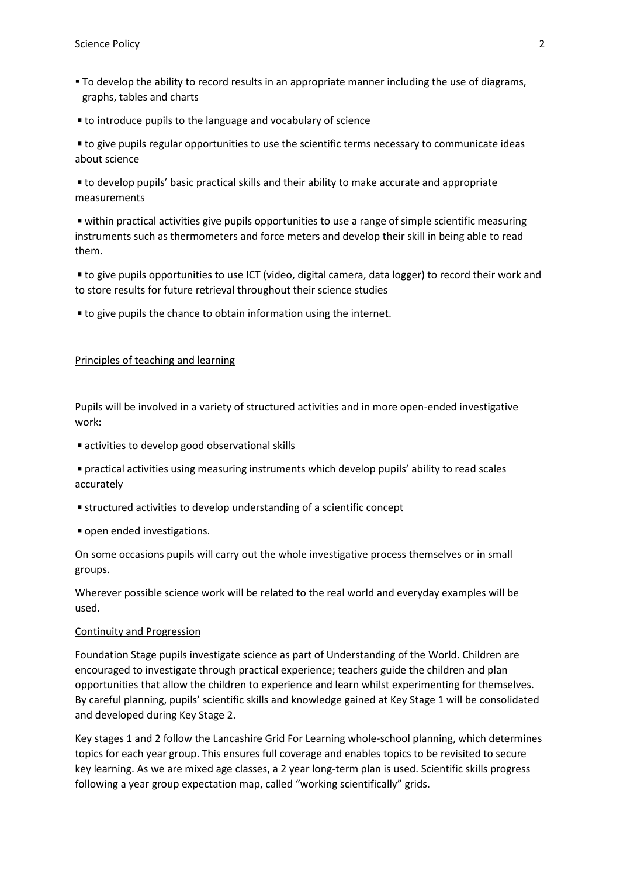- To develop the ability to record results in an appropriate manner including the use of diagrams, graphs, tables and charts
- to introduce pupils to the language and vocabulary of science
- to give pupils regular opportunities to use the scientific terms necessary to communicate ideas about science
- to develop pupils' basic practical skills and their ability to make accurate and appropriate measurements
- within practical activities give pupils opportunities to use a range of simple scientific measuring instruments such as thermometers and force meters and develop their skill in being able to read them.
- to give pupils opportunities to use ICT (video, digital camera, data logger) to record their work and to store results for future retrieval throughout their science studies
- to give pupils the chance to obtain information using the internet.

## Principles of teaching and learning

Pupils will be involved in a variety of structured activities and in more open-ended investigative work:

- activities to develop good observational skills
- practical activities using measuring instruments which develop pupils' ability to read scales accurately
- structured activities to develop understanding of a scientific concept
- open ended investigations.

On some occasions pupils will carry out the whole investigative process themselves or in small groups.

Wherever possible science work will be related to the real world and everyday examples will be used.

## Continuity and Progression

Foundation Stage pupils investigate science as part of Understanding of the World. Children are encouraged to investigate through practical experience; teachers guide the children and plan opportunities that allow the children to experience and learn whilst experimenting for themselves. By careful planning, pupils' scientific skills and knowledge gained at Key Stage 1 will be consolidated and developed during Key Stage 2.

Key stages 1 and 2 follow the Lancashire Grid For Learning whole-school planning, which determines topics for each year group. This ensures full coverage and enables topics to be revisited to secure key learning. As we are mixed age classes, a 2 year long-term plan is used. Scientific skills progress following a year group expectation map, called "working scientifically" grids.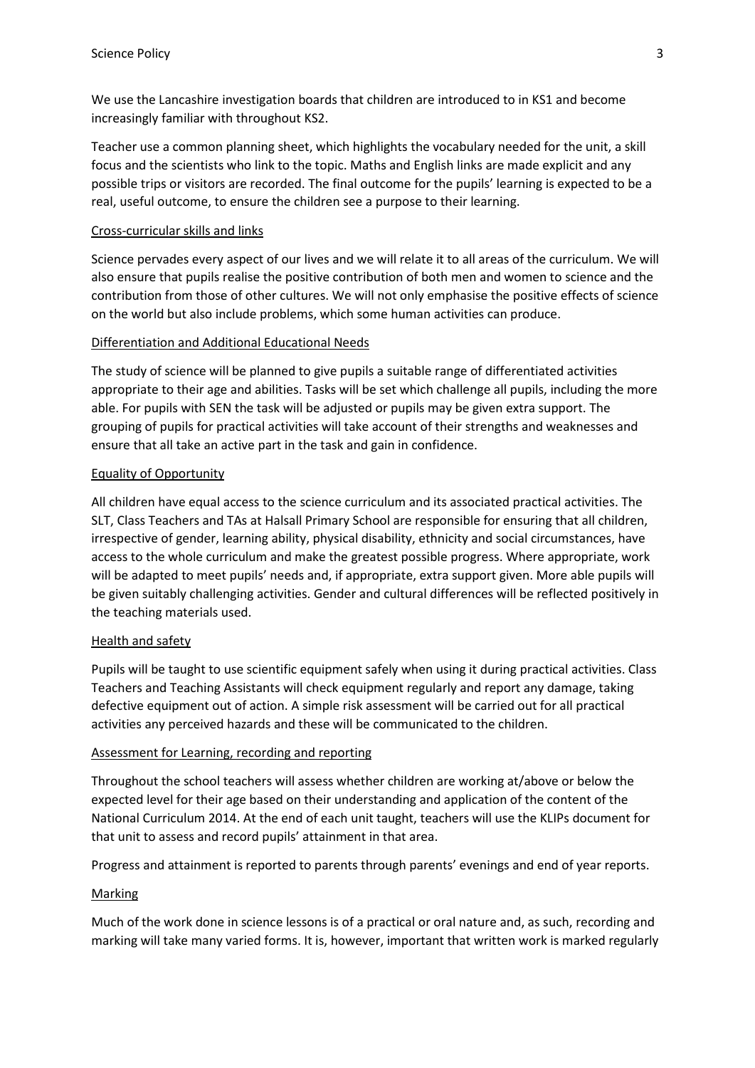We use the Lancashire investigation boards that children are introduced to in KS1 and become increasingly familiar with throughout KS2.

Teacher use a common planning sheet, which highlights the vocabulary needed for the unit, a skill focus and the scientists who link to the topic. Maths and English links are made explicit and any possible trips or visitors are recorded. The final outcome for the pupils' learning is expected to be a real, useful outcome, to ensure the children see a purpose to their learning.

## Cross-curricular skills and links

Science pervades every aspect of our lives and we will relate it to all areas of the curriculum. We will also ensure that pupils realise the positive contribution of both men and women to science and the contribution from those of other cultures. We will not only emphasise the positive effects of science on the world but also include problems, which some human activities can produce.

## Differentiation and Additional Educational Needs

The study of science will be planned to give pupils a suitable range of differentiated activities appropriate to their age and abilities. Tasks will be set which challenge all pupils, including the more able. For pupils with SEN the task will be adjusted or pupils may be given extra support. The grouping of pupils for practical activities will take account of their strengths and weaknesses and ensure that all take an active part in the task and gain in confidence.

## Equality of Opportunity

All children have equal access to the science curriculum and its associated practical activities. The SLT, Class Teachers and TAs at Halsall Primary School are responsible for ensuring that all children, irrespective of gender, learning ability, physical disability, ethnicity and social circumstances, have access to the whole curriculum and make the greatest possible progress. Where appropriate, work will be adapted to meet pupils' needs and, if appropriate, extra support given. More able pupils will be given suitably challenging activities. Gender and cultural differences will be reflected positively in the teaching materials used.

## Health and safety

Pupils will be taught to use scientific equipment safely when using it during practical activities. Class Teachers and Teaching Assistants will check equipment regularly and report any damage, taking defective equipment out of action. A simple risk assessment will be carried out for all practical activities any perceived hazards and these will be communicated to the children.

## Assessment for Learning, recording and reporting

Throughout the school teachers will assess whether children are working at/above or below the expected level for their age based on their understanding and application of the content of the National Curriculum 2014. At the end of each unit taught, teachers will use the KLIPs document for that unit to assess and record pupils' attainment in that area.

Progress and attainment is reported to parents through parents' evenings and end of year reports.

## Marking

Much of the work done in science lessons is of a practical or oral nature and, as such, recording and marking will take many varied forms. It is, however, important that written work is marked regularly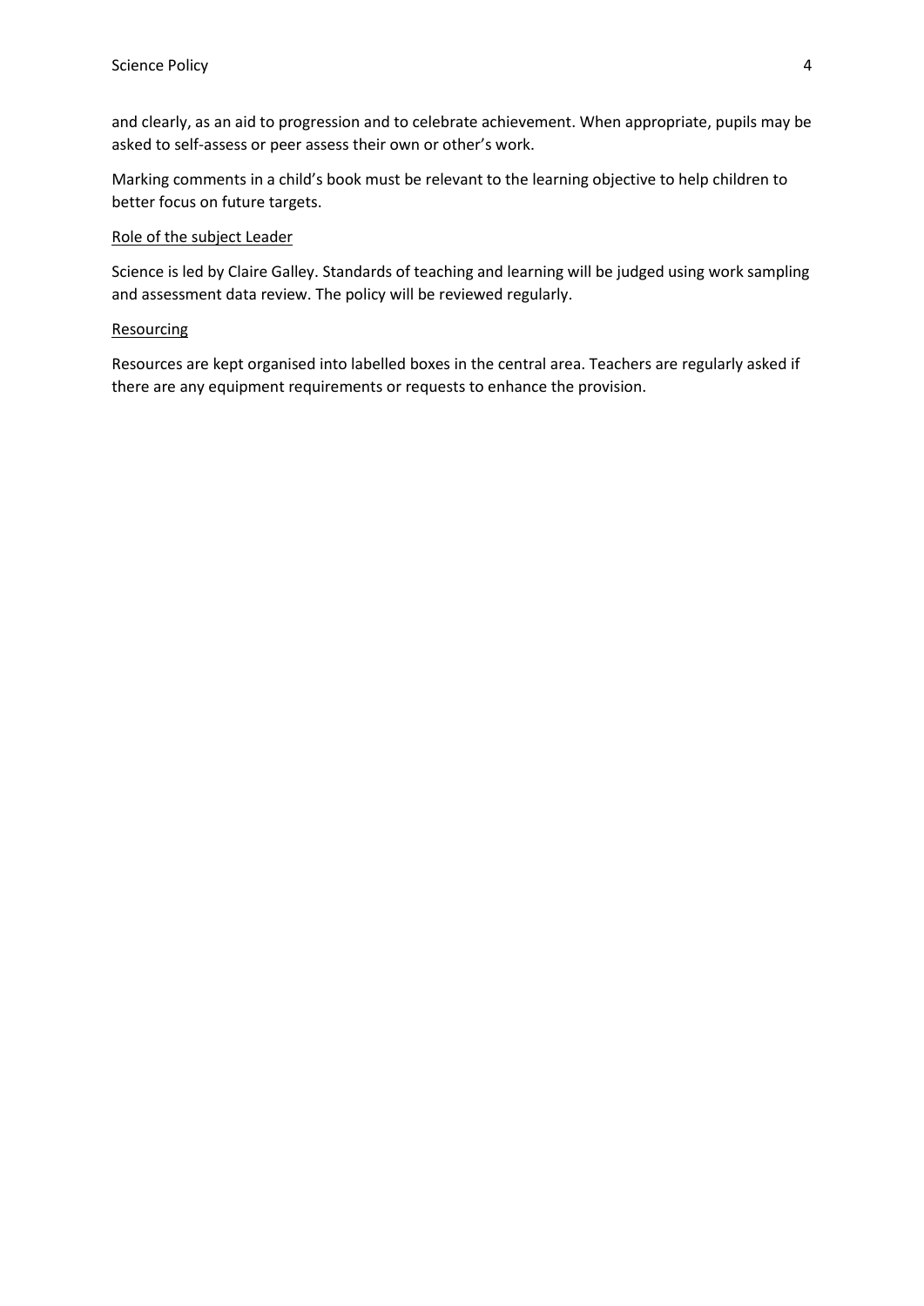and clearly, as an aid to progression and to celebrate achievement. When appropriate, pupils may be asked to self-assess or peer assess their own or other's work.

Marking comments in a child's book must be relevant to the learning objective to help children to better focus on future targets.

## Role of the subject Leader

Science is led by Claire Galley. Standards of teaching and learning will be judged using work sampling and assessment data review. The policy will be reviewed regularly.

## Resourcing

Resources are kept organised into labelled boxes in the central area. Teachers are regularly asked if there are any equipment requirements or requests to enhance the provision.